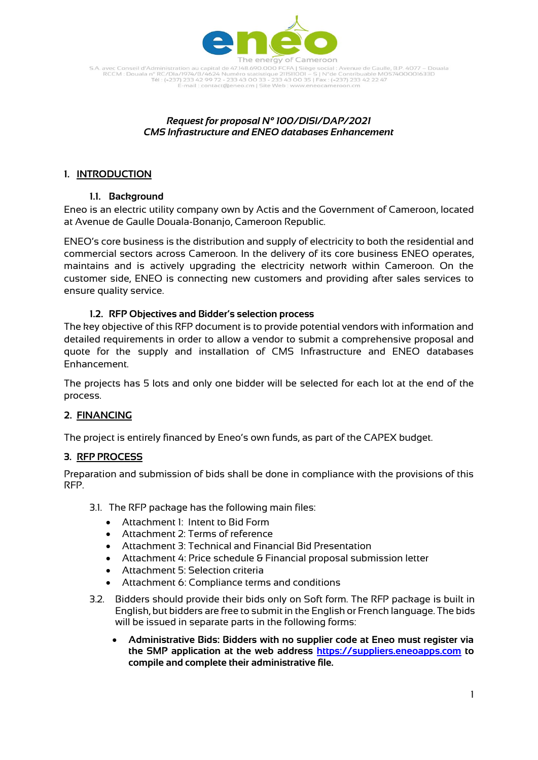S.A. avec Conseil d'Administration au capital de 47.148.690.000 FCFA | Siège social : Avenue de Gaulle, B.P. 4077 – Douala
RCCM : Douala n° RC/Dla/1974/B/4624 Numéro statistique 211511001 – S | N°de Contribuable M057400001633D
Tél : (+237) 233 42 99 72 - 233 43 00 33 - 233 43 00 35 | Fax : (+237) 233 42 22 47
E-mail : contact@eneo.cm | Site Web : www.eneocameroon.cm

*Request for proposal N° 100/DISI/DAP/2021*
*CMS Infrastructure and ENEO databases Enhancement*

# 1. INTRODUCTION

## 1.1. Background

Eneo is an electric utility company own by Actis and the Government of Cameroon, located at Avenue de Gaulle Douala-Bonanjo, Cameroon Republic.

ENEO's core business is the distribution and supply of electricity to both the residential and commercial sectors across Cameroon. In the delivery of its core business ENEO operates, maintains and is actively upgrading the electricity network within Cameroon. On the customer side, ENEO is connecting new customers and providing after sales services to ensure quality service.

## 1.2. RFP Objectives and Bidder's selection process

The key objective of this RFP document is to provide potential vendors with information and detailed requirements in order to allow a vendor to submit a comprehensive proposal and quote for the supply and installation of CMS Infrastructure and ENEO databases Enhancement.

The projects has 5 lots and only one bidder will be selected for each lot at the end of the process.

# 2. FINANCING

The project is entirely financed by Eneo's own funds, as part of the CAPEX budget.

# 3. RFP PROCESS

Preparation and submission of bids shall be done in compliance with the provisions of this RFP.

3.1. The RFP package has the following main files:

- Attachment 1: Intent to Bid Form
- Attachment 2: Terms of reference
- Attachment 3: Technical and Financial Bid Presentation
- Attachment 4: Price schedule & Financial proposal submission letter
- Attachment 5: Selection criteria
- Attachment 6: Compliance terms and conditions

3.2. Bidders should provide their bids only on Soft form. The RFP package is built in English, but bidders are free to submit in the English or French language. The bids will be issued in separate parts in the following forms:

- **Administrative Bids: Bidders with no supplier code at Eneo must register via the SMP application at the web address [https://suppliers.eneoapps.com](https://suppliers.eneoapps.com) to compile and complete their administrative file.**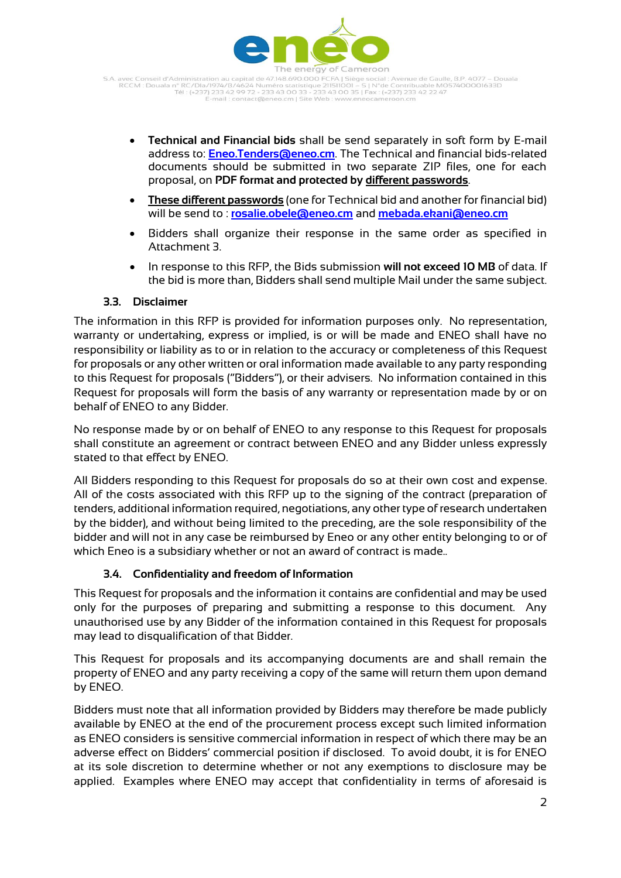- **Technical and Financial bids** shall be send separately in soft form by E-mail address to: **Eneo.Tenders@eneo.cm**. The Technical and financial bids-related documents should be submitted in two separate ZIP files, one for each proposal, on **PDF format and protected by different passwords**.
- **These different passwords** (one for Technical bid and another for financial bid) will be send to : **rosalie.obele@eneo.cm** and **mebada.ekani@eneo.cm**
- Bidders shall organize their response in the same order as specified in Attachment 3.
- In response to this RFP, the Bids submission **will not exceed 10 MB** of data. If the bid is more than, Bidders shall send multiple Mail under the same subject.

### 3.3. Disclaimer

The information in this RFP is provided for information purposes only. No representation, warranty or undertaking, express or implied, is or will be made and ENEO shall have no responsibility or liability as to or in relation to the accuracy or completeness of this Request for proposals or any other written or oral information made available to any party responding to this Request for proposals ("Bidders"), or their advisers. No information contained in this Request for proposals will form the basis of any warranty or representation made by or on behalf of ENEO to any Bidder.

No response made by or on behalf of ENEO to any response to this Request for proposals shall constitute an agreement or contract between ENEO and any Bidder unless expressly stated to that effect by ENEO.

All Bidders responding to this Request for proposals do so at their own cost and expense. All of the costs associated with this RFP up to the signing of the contract (preparation of tenders, additional information required, negotiations, any other type of research undertaken by the bidder), and without being limited to the preceding, are the sole responsibility of the bidder and will not in any case be reimbursed by Eneo or any other entity belonging to or of which Eneo is a subsidiary whether or not an award of contract is made..

### 3.4. Confidentiality and freedom of Information

This Request for proposals and the information it contains are confidential and may be used only for the purposes of preparing and submitting a response to this document. Any unauthorised use by any Bidder of the information contained in this Request for proposals may lead to disqualification of that Bidder.

This Request for proposals and its accompanying documents are and shall remain the property of ENEO and any party receiving a copy of the same will return them upon demand by ENEO.

Bidders must note that all information provided by Bidders may therefore be made publicly available by ENEO at the end of the procurement process except such limited information as ENEO considers is sensitive commercial information in respect of which there may be an adverse effect on Bidders' commercial position if disclosed. To avoid doubt, it is for ENEO at its sole discretion to determine whether or not any exemptions to disclosure may be applied. Examples where ENEO may accept that confidentiality in terms of aforesaid is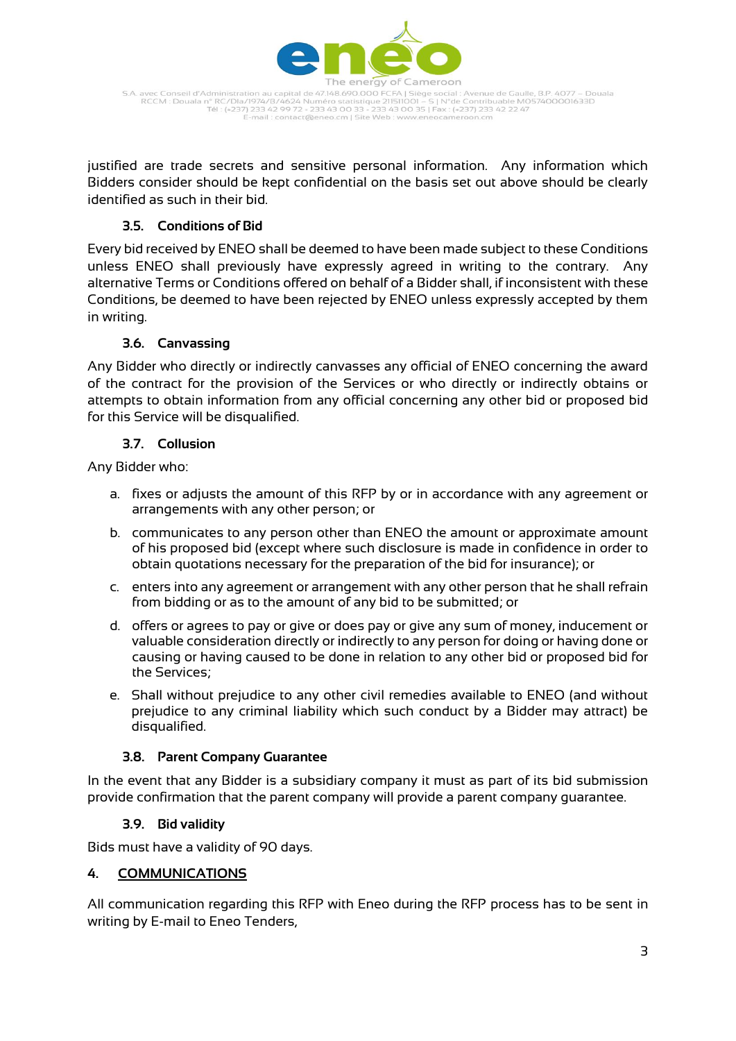justified are trade secrets and sensitive personal information. Any information which Bidders consider should be kept confidential on the basis set out above should be clearly identified as such in their bid.

### 3.5. Conditions of Bid

Every bid received by ENEO shall be deemed to have been made subject to these Conditions unless ENEO shall previously have expressly agreed in writing to the contrary. Any alternative Terms or Conditions offered on behalf of a Bidder shall, if inconsistent with these Conditions, be deemed to have been rejected by ENEO unless expressly accepted by them in writing.

### 3.6. Canvassing

Any Bidder who directly or indirectly canvasses any official of ENEO concerning the award of the contract for the provision of the Services or who directly or indirectly obtains or attempts to obtain information from any official concerning any other bid or proposed bid for this Service will be disqualified.

### 3.7. Collusion

Any Bidder who:

a. fixes or adjusts the amount of this RFP by or in accordance with any agreement or arrangements with any other person; or
b. communicates to any person other than ENEO the amount or approximate amount of his proposed bid (except where such disclosure is made in confidence in order to obtain quotations necessary for the preparation of the bid for insurance); or
c. enters into any agreement or arrangement with any other person that he shall refrain from bidding or as to the amount of any bid to be submitted; or
d. offers or agrees to pay or give or does pay or give any sum of money, inducement or valuable consideration directly or indirectly to any person for doing or having done or causing or having caused to be done in relation to any other bid or proposed bid for the Services;
e. Shall without prejudice to any other civil remedies available to ENEO (and without prejudice to any criminal liability which such conduct by a Bidder may attract) be disqualified.

### 3.8. Parent Company Guarantee

In the event that any Bidder is a subsidiary company it must as part of its bid submission provide confirmation that the parent company will provide a parent company guarantee.

### 3.9. Bid validity

Bids must have a validity of 90 days.

## 4. COMMUNICATIONS

All communication regarding this RFP with Eneo during the RFP process has to be sent in writing by E-mail to Eneo Tenders,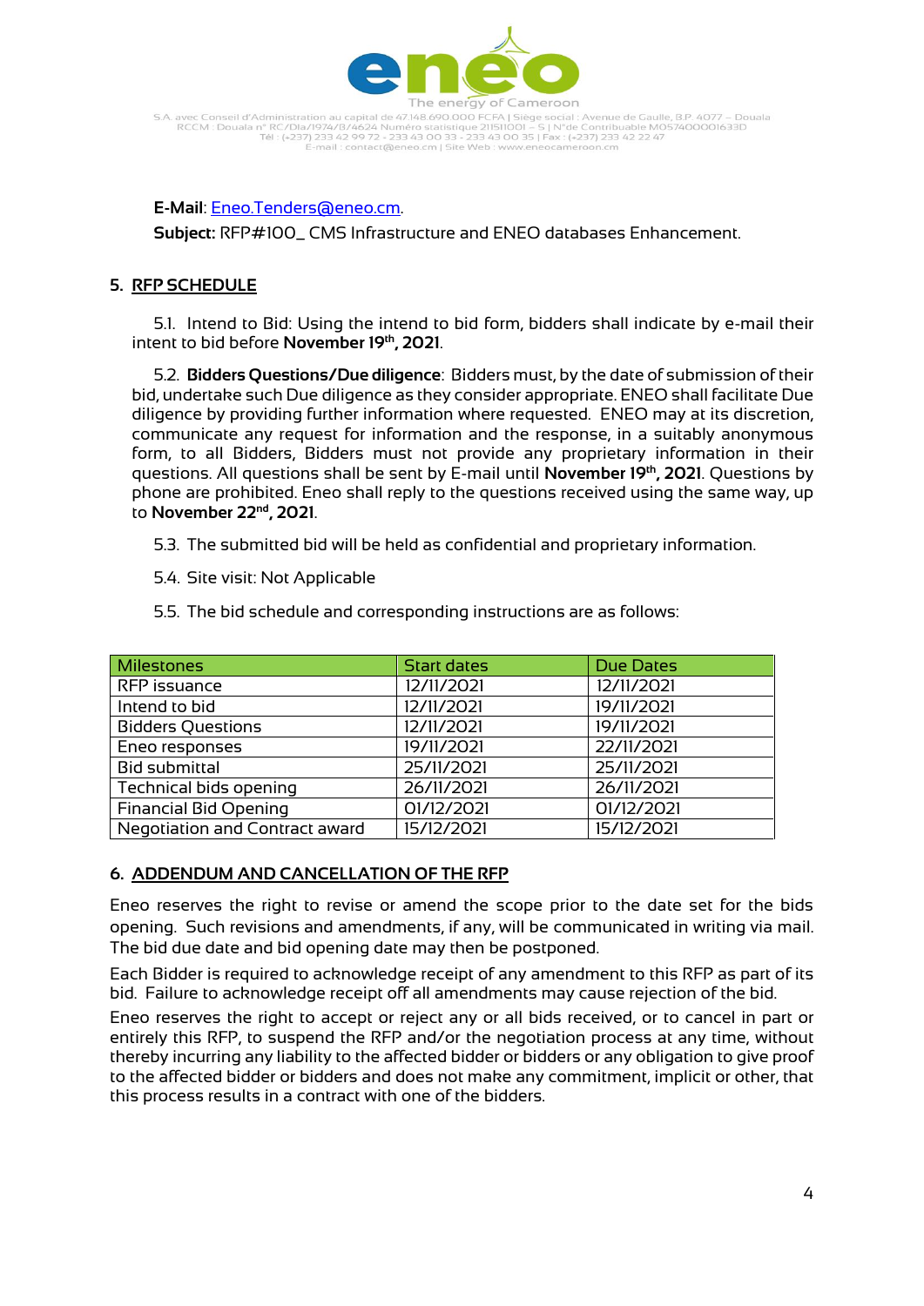**E-Mail**: Eneo.Tenders@eneo.cm.

**Subject:** RFP#100_ CMS Infrastructure and ENEO databases Enhancement.

## 5. RFP SCHEDULE

5.1. Intend to Bid: Using the intend to bid form, bidders shall indicate by e-mail their intent to bid before **November 19th, 2021**.

5.2. **Bidders Questions/Due diligence**: Bidders must, by the date of submission of their bid, undertake such Due diligence as they consider appropriate. ENEO shall facilitate Due diligence by providing further information where requested. ENEO may at its discretion, communicate any request for information and the response, in a suitably anonymous form, to all Bidders, Bidders must not provide any proprietary information in their questions. All questions shall be sent by E-mail until **November 19th, 2021**. Questions by phone are prohibited. Eneo shall reply to the questions received using the same way, up to **November 22nd, 2021**.

5.3. The submitted bid will be held as confidential and proprietary information.

5.4. Site visit: Not Applicable

5.5. The bid schedule and corresponding instructions are as follows:

| Milestones | Start dates | Due Dates |
|---|---|---|
| RFP issuance | 12/11/2021 | 12/11/2021 |
| Intend to bid | 12/11/2021 | 19/11/2021 |
| Bidders Questions | 12/11/2021 | 19/11/2021 |
| Eneo responses | 19/11/2021 | 22/11/2021 |
| Bid submittal | 25/11/2021 | 25/11/2021 |
| Technical bids opening | 26/11/2021 | 26/11/2021 |
| Financial Bid Opening | 01/12/2021 | 01/12/2021 |
| Negotiation and Contract award | 15/12/2021 | 15/12/2021 |

## 6. ADDENDUM AND CANCELLATION OF THE RFP

Eneo reserves the right to revise or amend the scope prior to the date set for the bids opening. Such revisions and amendments, if any, will be communicated in writing via mail. The bid due date and bid opening date may then be postponed.

Each Bidder is required to acknowledge receipt of any amendment to this RFP as part of its bid. Failure to acknowledge receipt off all amendments may cause rejection of the bid.

Eneo reserves the right to accept or reject any or all bids received, or to cancel in part or entirely this RFP, to suspend the RFP and/or the negotiation process at any time, without thereby incurring any liability to the affected bidder or bidders or any obligation to give proof to the affected bidder or bidders and does not make any commitment, implicit or other, that this process results in a contract with one of the bidders.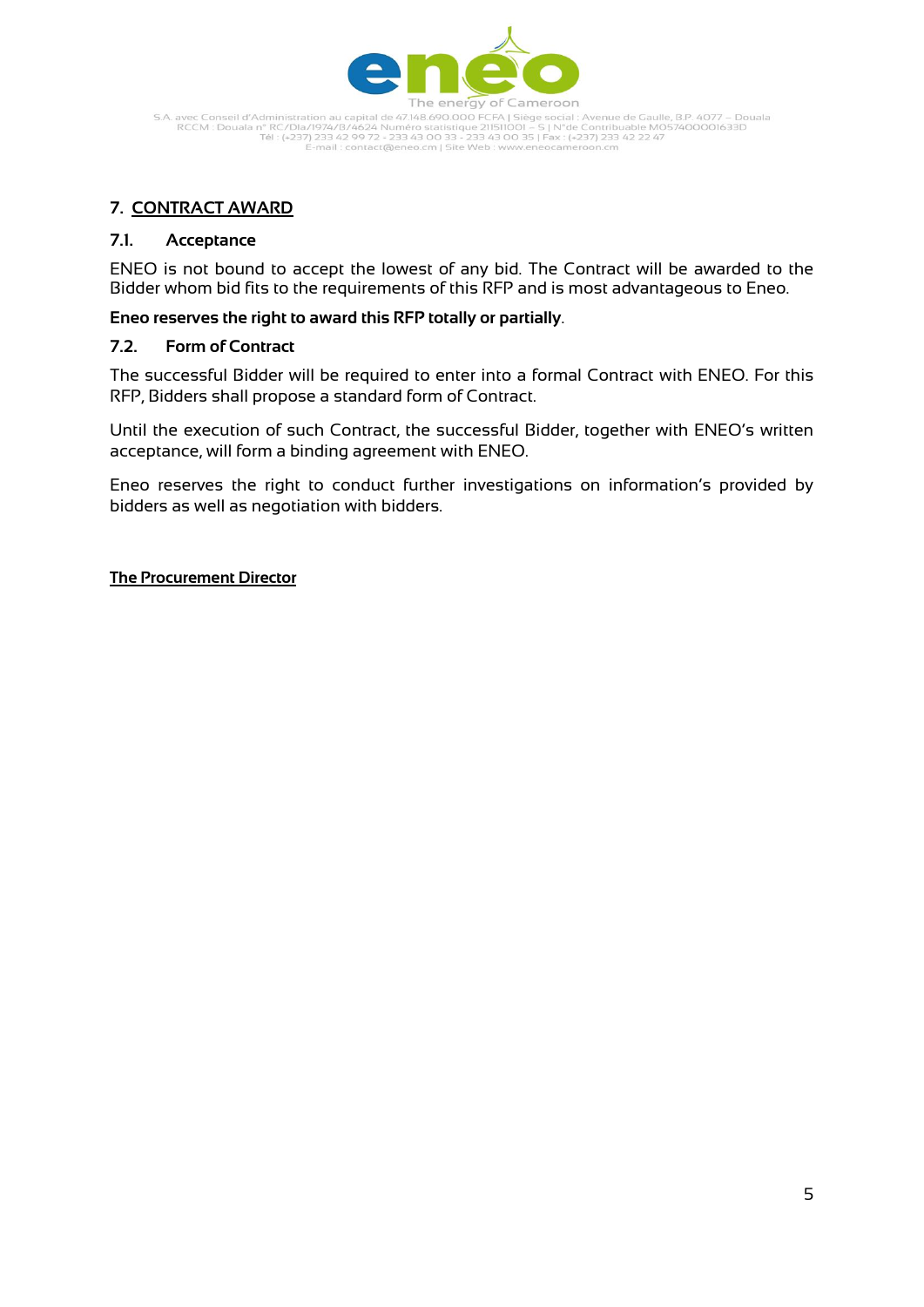## 7. CONTRACT AWARD

### 7.1. Acceptance

ENEO is not bound to accept the lowest of any bid. The Contract will be awarded to the Bidder whom bid fits to the requirements of this RFP and is most advantageous to Eneo.

**Eneo reserves the right to award this RFP totally or partially**.

### 7.2. Form of Contract

The successful Bidder will be required to enter into a formal Contract with ENEO. For this RFP, Bidders shall propose a standard form of Contract.

Until the execution of such Contract, the successful Bidder, together with ENEO's written acceptance, will form a binding agreement with ENEO.

Eneo reserves the right to conduct further investigations on information's provided by bidders as well as negotiation with bidders.

**The Procurement Director**